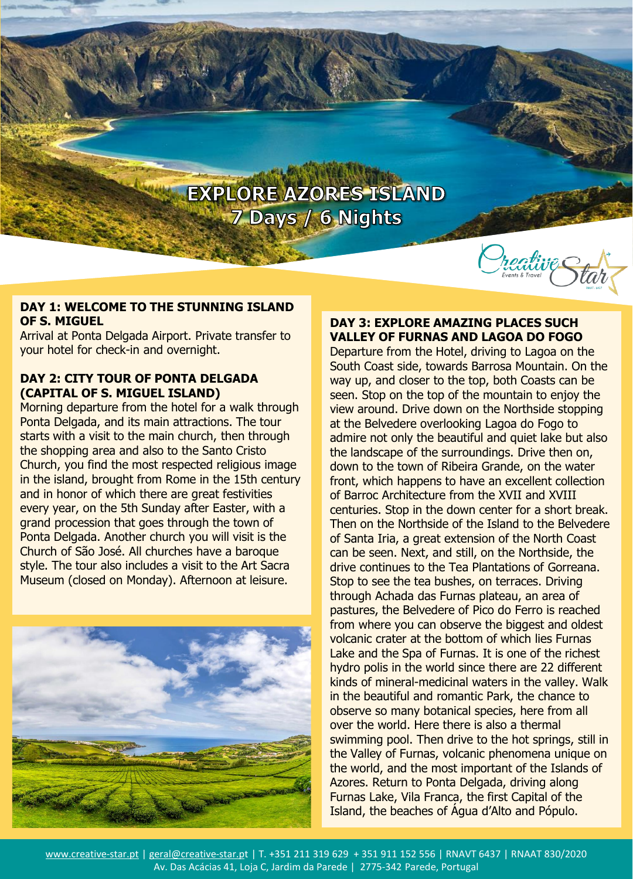# EXPLORE AZORES ISLAND
## 7 Days / 6 Nights

### DAY 1: WELCOME TO THE STUNNING ISLAND OF S. MIGUEL

Arrival at Ponta Delgada Airport. Private transfer to your hotel for check-in and overnight.

### DAY 2: CITY TOUR OF PONTA DELGADA (CAPITAL OF S. MIGUEL ISLAND)

Morning departure from the hotel for a walk through Ponta Delgada, and its main attractions. The tour starts with a visit to the main church, then through the shopping area and also to the Santo Cristo Church, you find the most respected religious image in the island, brought from Rome in the 15th century and in honor of which there are great festivities every year, on the 5th Sunday after Easter, with a grand procession that goes through the town of Ponta Delgada. Another church you will visit is the Church of São José. All churches have a baroque style. The tour also includes a visit to the Art Sacra Museum (closed on Monday). Afternoon at leisure.

### DAY 3: EXPLORE AMAZING PLACES SUCH VALLEY OF FURNAS AND LAGOA DO FOGO

Departure from the Hotel, driving to Lagoa on the South Coast side, towards Barrosa Mountain. On the way up, and closer to the top, both Coasts can be seen. Stop on the top of the mountain to enjoy the view around. Drive down on the Northside stopping at the Belvedere overlooking Lagoa do Fogo to admire not only the beautiful and quiet lake but also the landscape of the surroundings. Drive then on, down to the town of Ribeira Grande, on the water front, which happens to have an excellent collection of Barroc Architecture from the XVII and XVIII centuries. Stop in the down center for a short break. Then on the Northside of the Island to the Belvedere of Santa Iria, a great extension of the North Coast can be seen. Next, and still, on the Northside, the drive continues to the Tea Plantations of Gorreana. Stop to see the tea bushes, on terraces. Driving through Achada das Furnas plateau, an area of pastures, the Belvedere of Pico do Ferro is reached from where you can observe the biggest and oldest volcanic crater at the bottom of which lies Furnas Lake and the Spa of Furnas. It is one of the richest hydro polis in the world since there are 22 different kinds of mineral-medicinal waters in the valley. Walk in the beautiful and romantic Park, the chance to observe so many botanical species, here from all over the world. Here there is also a thermal swimming pool. Then drive to the hot springs, still in the Valley of Furnas, volcanic phenomena unique on the world, and the most important of the Islands of Azores. Return to Ponta Delgada, driving along Furnas Lake, Vila Franca, the first Capital of the Island, the beaches of Água d'Alto and Pópulo.

www.creative-star.pt | geral@creative-star.pt | T. +351 211 319 629 + 351 911 152 556 | RNAVT 6437 | RNAAT 830/2020
Av. Das Acácias 41, Loja C, Jardim da Parede | 2775-342 Parede, Portugal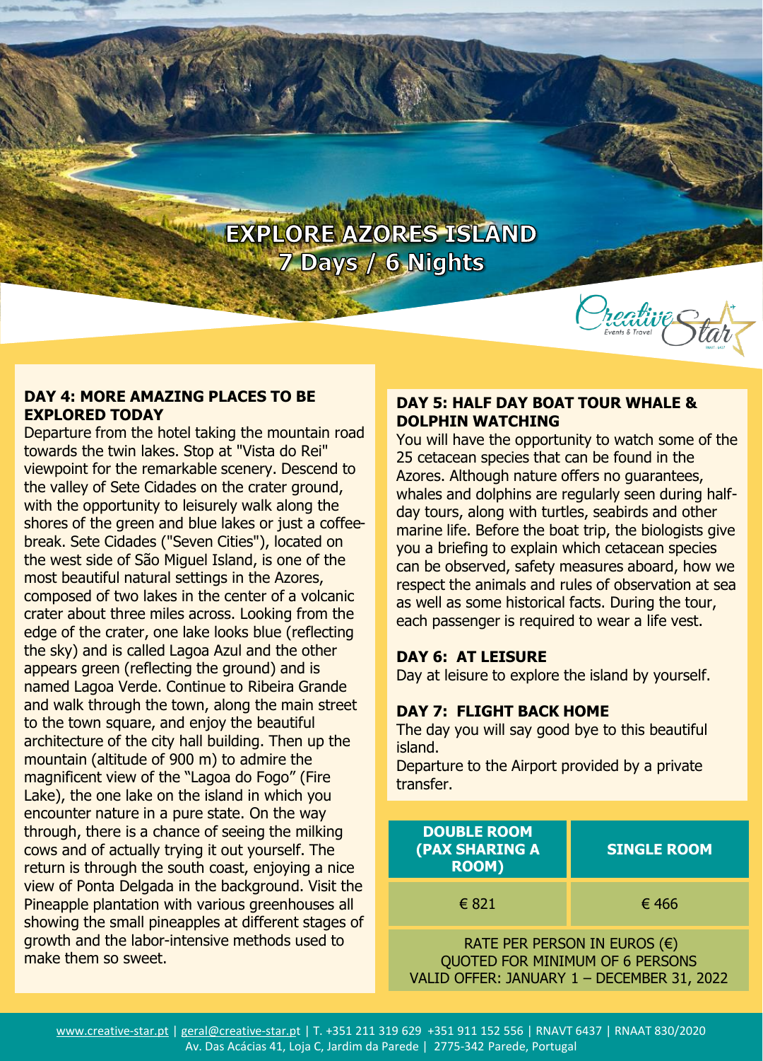# EXPLORE AZORES ISLAND
## 7 Days / 6 Nights

### DAY 4: MORE AMAZING PLACES TO BE EXPLORED TODAY

Departure from the hotel taking the mountain road towards the twin lakes. Stop at "Vista do Rei" viewpoint for the remarkable scenery. Descend to the valley of Sete Cidades on the crater ground, with the opportunity to leisurely walk along the shores of the green and blue lakes or just a coffee-break. Sete Cidades ("Seven Cities"), located on the west side of São Miguel Island, is one of the most beautiful natural settings in the Azores, composed of two lakes in the center of a volcanic crater about three miles across. Looking from the edge of the crater, one lake looks blue (reflecting the sky) and is called Lagoa Azul and the other appears green (reflecting the ground) and is named Lagoa Verde. Continue to Ribeira Grande and walk through the town, along the main street to the town square, and enjoy the beautiful architecture of the city hall building. Then up the mountain (altitude of 900 m) to admire the magnificent view of the "Lagoa do Fogo" (Fire Lake), the one lake on the island in which you encounter nature in a pure state. On the way through, there is a chance of seeing the milking cows and of actually trying it out yourself. The return is through the south coast, enjoying a nice view of Ponta Delgada in the background. Visit the Pineapple plantation with various greenhouses all showing the small pineapples at different stages of growth and the labor-intensive methods used to make them so sweet.

### DAY 5: HALF DAY BOAT TOUR WHALE & DOLPHIN WATCHING

You will have the opportunity to watch some of the 25 cetacean species that can be found in the Azores. Although nature offers no guarantees, whales and dolphins are regularly seen during half-day tours, along with turtles, seabirds and other marine life. Before the boat trip, the biologists give you a briefing to explain which cetacean species can be observed, safety measures aboard, how we respect the animals and rules of observation at sea as well as some historical facts. During the tour, each passenger is required to wear a life vest.

### DAY 6: AT LEISURE

Day at leisure to explore the island by yourself.

### DAY 7: FLIGHT BACK HOME

The day you will say good bye to this beautiful island.
Departure to the Airport provided by a private transfer.

| DOUBLE ROOM (PAX SHARING A ROOM) | SINGLE ROOM |
|---|---|
| € 821 | € 466 |

RATE PER PERSON IN EUROS (€)
QUOTED FOR MINIMUM OF 6 PERSONS
VALID OFFER: JANUARY 1 – DECEMBER 31, 2022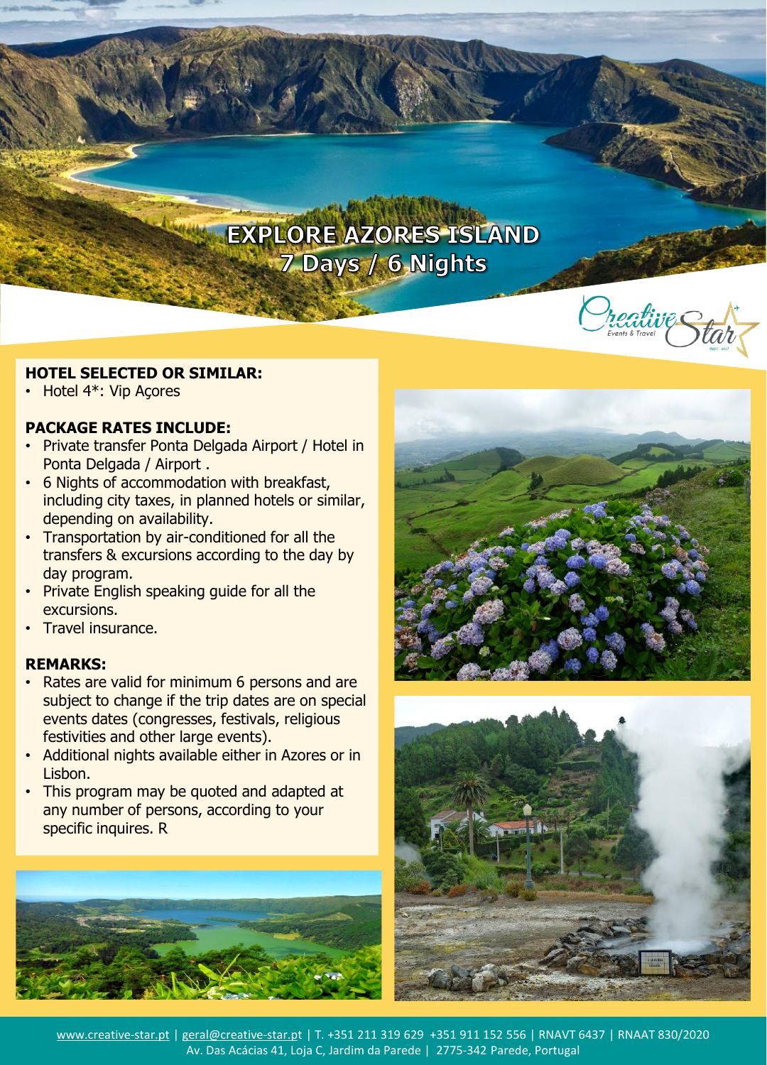# EXPLORE AZORES ISLAND
## 7 Days / 6 Nights

**HOTEL SELECTED OR SIMILAR:**
- Hotel 4*: Vip Açores

**PACKAGE RATES INCLUDE:**
- Private transfer Ponta Delgada Airport / Hotel in Ponta Delgada / Airport .
- 6 Nights of accommodation with breakfast, including city taxes, in planned hotels or similar, depending on availability.
- Transportation by air-conditioned for all the transfers & excursions according to the day by day program.
- Private English speaking guide for all the excursions.
- Travel insurance.

**REMARKS:**
- Rates are valid for minimum 6 persons and are subject to change if the trip dates are on special events dates (congresses, festivals, religious festivities and other large events).
- Additional nights available either in Azores or in Lisbon.
- This program may be quoted and adapted at any number of persons, according to your specific inquires. R

www.creative-star.pt | geral@creative-star.pt | T. +351 211 319 629 +351 911 152 556 | RNAVT 6437 | RNAAT 830/2020
Av. Das Acácias 41, Loja C, Jardim da Parede | 2775-342 Parede, Portugal